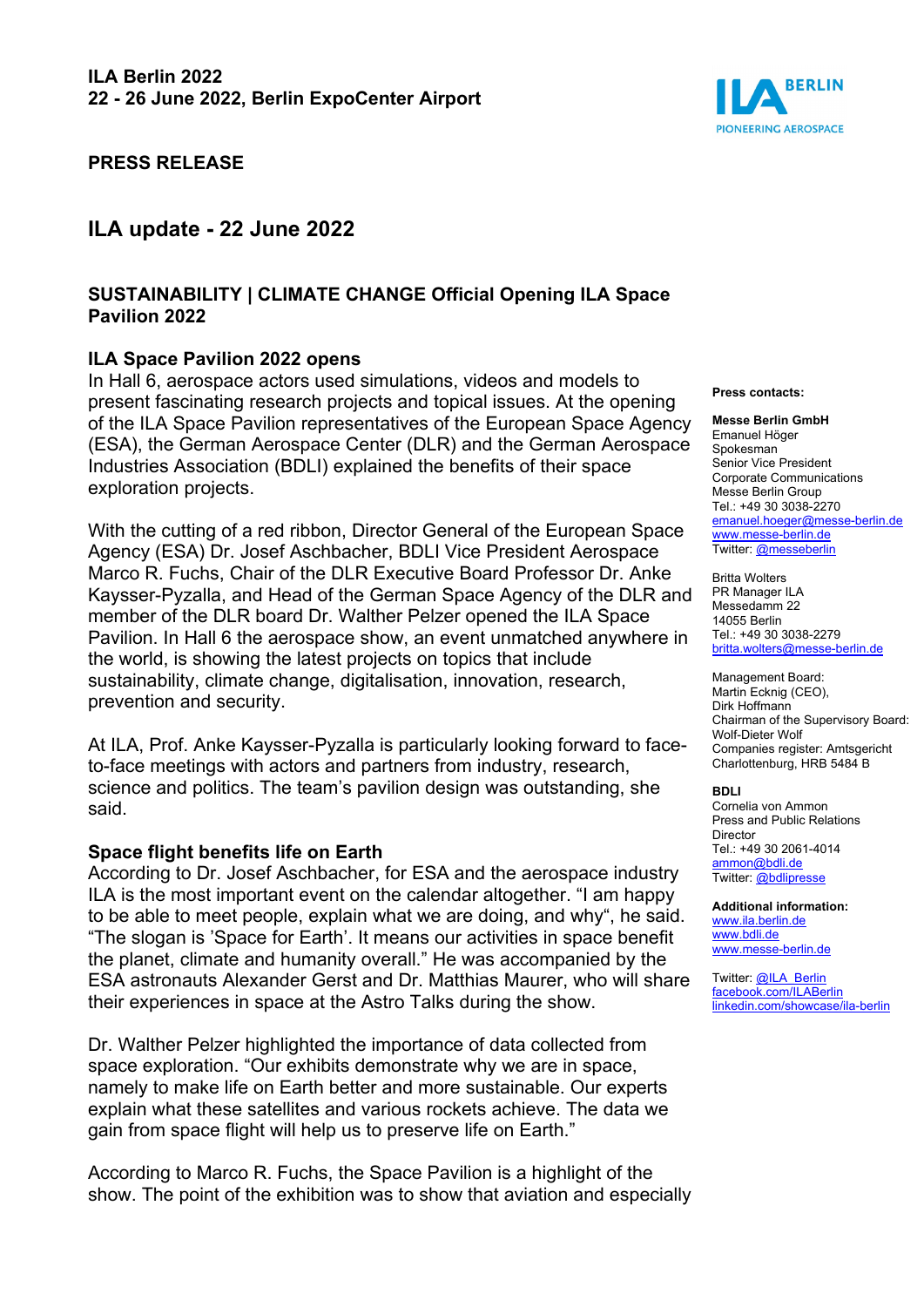**ILA Berlin 2022**
**22 - 26 June 2022, Berlin ExpoCenter Airport**

**PRESS RELEASE**

## ILA update - 22 June 2022

### SUSTAINABILITY | CLIMATE CHANGE Official Opening ILA Space Pavilion 2022

**ILA Space Pavilion 2022 opens**

In Hall 6, aerospace actors used simulations, videos and models to present fascinating research projects and topical issues. At the opening of the ILA Space Pavilion representatives of the European Space Agency (ESA), the German Aerospace Center (DLR) and the German Aerospace Industries Association (BDLI) explained the benefits of their space exploration projects.

With the cutting of a red ribbon, Director General of the European Space Agency (ESA) Dr. Josef Aschbacher, BDLI Vice President Aerospace Marco R. Fuchs, Chair of the DLR Executive Board Professor Dr. Anke Kaysser-Pyzalla, and Head of the German Space Agency of the DLR and member of the DLR board Dr. Walther Pelzer opened the ILA Space Pavilion. In Hall 6 the aerospace show, an event unmatched anywhere in the world, is showing the latest projects on topics that include sustainability, climate change, digitalisation, innovation, research, prevention and security.

At ILA, Prof. Anke Kaysser-Pyzalla is particularly looking forward to face-to-face meetings with actors and partners from industry, research, science and politics. The team's pavilion design was outstanding, she said.

**Space flight benefits life on Earth**

According to Dr. Josef Aschbacher, for ESA and the aerospace industry ILA is the most important event on the calendar altogether. "I am happy to be able to meet people, explain what we are doing, and why", he said. "The slogan is 'Space for Earth'. It means our activities in space benefit the planet, climate and humanity overall." He was accompanied by the ESA astronauts Alexander Gerst and Dr. Matthias Maurer, who will share their experiences in space at the Astro Talks during the show.

Dr. Walther Pelzer highlighted the importance of data collected from space exploration. "Our exhibits demonstrate why we are in space, namely to make life on Earth better and more sustainable. Our experts explain what these satellites and various rockets achieve. The data we gain from space flight will help us to preserve life on Earth."

According to Marco R. Fuchs, the Space Pavilion is a highlight of the show. The point of the exhibition was to show that aviation and especially

**Press contacts:**

**Messe Berlin GmbH**
Emanuel Höger
Spokesman
Senior Vice President
Corporate Communications
Messe Berlin Group
Tel.: +49 30 3038-2270
emanuel.hoeger@messe-berlin.de
www.messe-berlin.de
Twitter: @messeberlin

Britta Wolters
PR Manager ILA
Messedamm 22
14055 Berlin
Tel.: +49 30 3038-2279
britta.wolters@messe-berlin.de

Management Board:
Martin Ecknig (CEO),
Dirk Hoffmann
Chairman of the Supervisory Board:
Wolf-Dieter Wolf
Companies register: Amtsgericht Charlottenburg, HRB 5484 B

**BDLI**
Cornelia von Ammon
Press and Public Relations Director
Tel.: +49 30 2061-4014
ammon@bdli.de
Twitter: @bdlipresse

**Additional information:**
www.ila.berlin.de
www.bdli.de
www.messe-berlin.de

Twitter: @ILA_Berlin
facebook.com/ILABerlin
linkedin.com/showcase/ila-berlin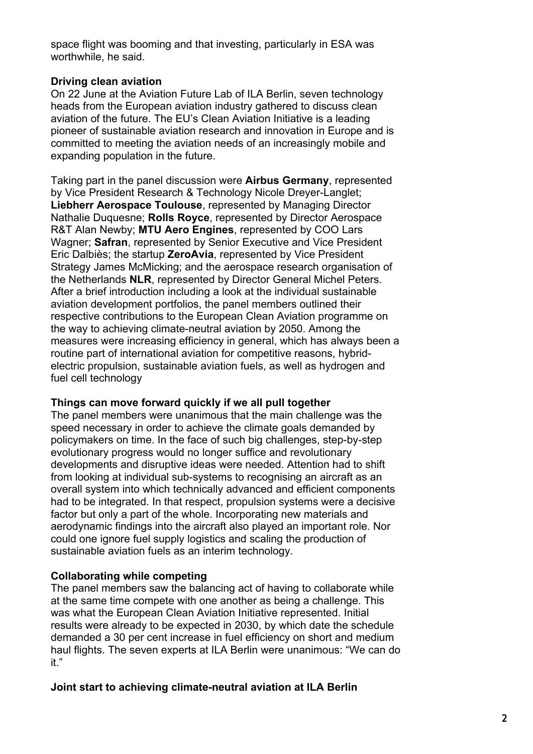space flight was booming and that investing, particularly in ESA was worthwhile, he said.

**Driving clean aviation**

On 22 June at the Aviation Future Lab of ILA Berlin, seven technology heads from the European aviation industry gathered to discuss clean aviation of the future. The EU's Clean Aviation Initiative is a leading pioneer of sustainable aviation research and innovation in Europe and is committed to meeting the aviation needs of an increasingly mobile and expanding population in the future.

Taking part in the panel discussion were **Airbus Germany**, represented by Vice President Research & Technology Nicole Dreyer-Langlet; **Liebherr Aerospace Toulouse**, represented by Managing Director Nathalie Duquesne; **Rolls Royce**, represented by Director Aerospace R&T Alan Newby; **MTU Aero Engines**, represented by COO Lars Wagner; **Safran**, represented by Senior Executive and Vice President Eric Dalbiès; the startup **ZeroAvia**, represented by Vice President Strategy James McMicking; and the aerospace research organisation of the Netherlands **NLR**, represented by Director General Michel Peters. After a brief introduction including a look at the individual sustainable aviation development portfolios, the panel members outlined their respective contributions to the European Clean Aviation programme on the way to achieving climate-neutral aviation by 2050. Among the measures were increasing efficiency in general, which has always been a routine part of international aviation for competitive reasons, hybrid-electric propulsion, sustainable aviation fuels, as well as hydrogen and fuel cell technology

**Things can move forward quickly if we all pull together**

The panel members were unanimous that the main challenge was the speed necessary in order to achieve the climate goals demanded by policymakers on time. In the face of such big challenges, step-by-step evolutionary progress would no longer suffice and revolutionary developments and disruptive ideas were needed. Attention had to shift from looking at individual sub-systems to recognising an aircraft as an overall system into which technically advanced and efficient components had to be integrated. In that respect, propulsion systems were a decisive factor but only a part of the whole. Incorporating new materials and aerodynamic findings into the aircraft also played an important role. Nor could one ignore fuel supply logistics and scaling the production of sustainable aviation fuels as an interim technology.

**Collaborating while competing**

The panel members saw the balancing act of having to collaborate while at the same time compete with one another as being a challenge. This was what the European Clean Aviation Initiative represented. Initial results were already to be expected in 2030, by which date the schedule demanded a 30 per cent increase in fuel efficiency on short and medium haul flights. The seven experts at ILA Berlin were unanimous: "We can do it."

**Joint start to achieving climate-neutral aviation at ILA Berlin**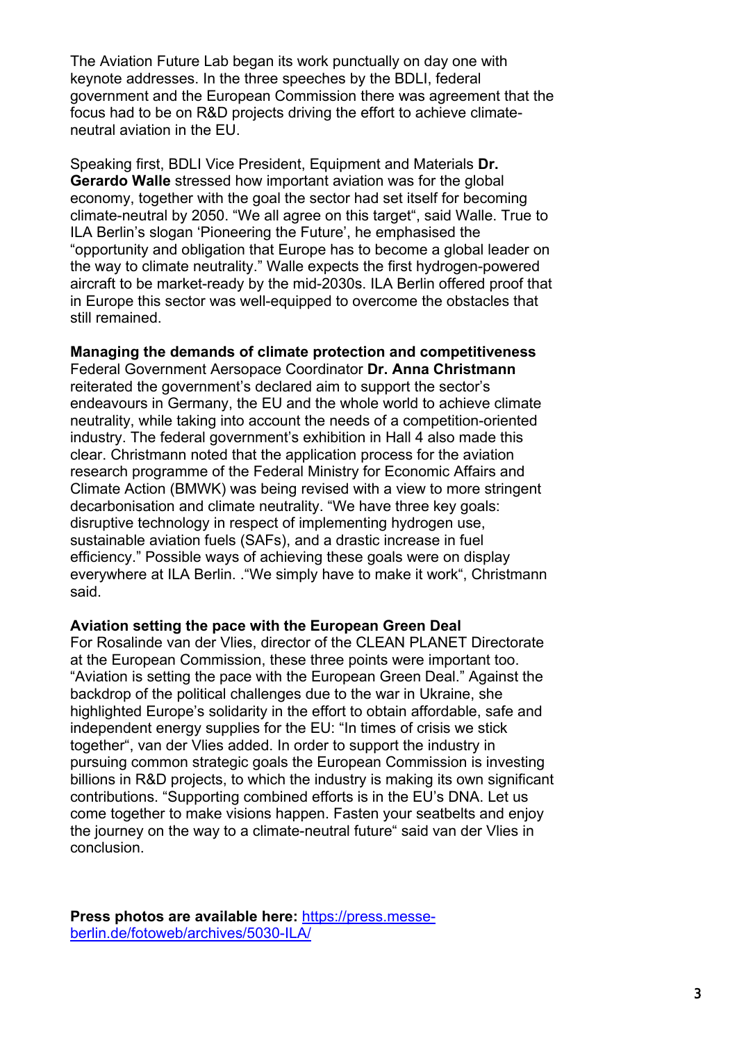The Aviation Future Lab began its work punctually on day one with keynote addresses. In the three speeches by the BDLI, federal government and the European Commission there was agreement that the focus had to be on R&D projects driving the effort to achieve climate-neutral aviation in the EU.

Speaking first, BDLI Vice President, Equipment and Materials **Dr. Gerardo Walle** stressed how important aviation was for the global economy, together with the goal the sector had set itself for becoming climate-neutral by 2050. "We all agree on this target", said Walle. True to ILA Berlin's slogan 'Pioneering the Future', he emphasised the "opportunity and obligation that Europe has to become a global leader on the way to climate neutrality." Walle expects the first hydrogen-powered aircraft to be market-ready by the mid-2030s. ILA Berlin offered proof that in Europe this sector was well-equipped to overcome the obstacles that still remained.

**Managing the demands of climate protection and competitiveness**

Federal Government Aersopace Coordinator **Dr. Anna Christmann** reiterated the government's declared aim to support the sector's endeavours in Germany, the EU and the whole world to achieve climate neutrality, while taking into account the needs of a competition-oriented industry. The federal government's exhibition in Hall 4 also made this clear. Christmann noted that the application process for the aviation research programme of the Federal Ministry for Economic Affairs and Climate Action (BMWK) was being revised with a view to more stringent decarbonisation and climate neutrality. "We have three key goals: disruptive technology in respect of implementing hydrogen use, sustainable aviation fuels (SAFs), and a drastic increase in fuel efficiency." Possible ways of achieving these goals were on display everywhere at ILA Berlin. ."We simply have to make it work", Christmann said.

**Aviation setting the pace with the European Green Deal**

For Rosalinde van der Vlies, director of the CLEAN PLANET Directorate at the European Commission, these three points were important too. "Aviation is setting the pace with the European Green Deal." Against the backdrop of the political challenges due to the war in Ukraine, she highlighted Europe's solidarity in the effort to obtain affordable, safe and independent energy supplies for the EU: "In times of crisis we stick together", van der Vlies added. In order to support the industry in pursuing common strategic goals the European Commission is investing billions in R&D projects, to which the industry is making its own significant contributions. "Supporting combined efforts is in the EU's DNA. Let us come together to make visions happen. Fasten your seatbelts and enjoy the journey on the way to a climate-neutral future" said van der Vlies in conclusion.

**Press photos are available here:** [https://press.messe-berlin.de/fotoweb/archives/5030-ILA/](https://press.messe-berlin.de/fotoweb/archives/5030-ILA/)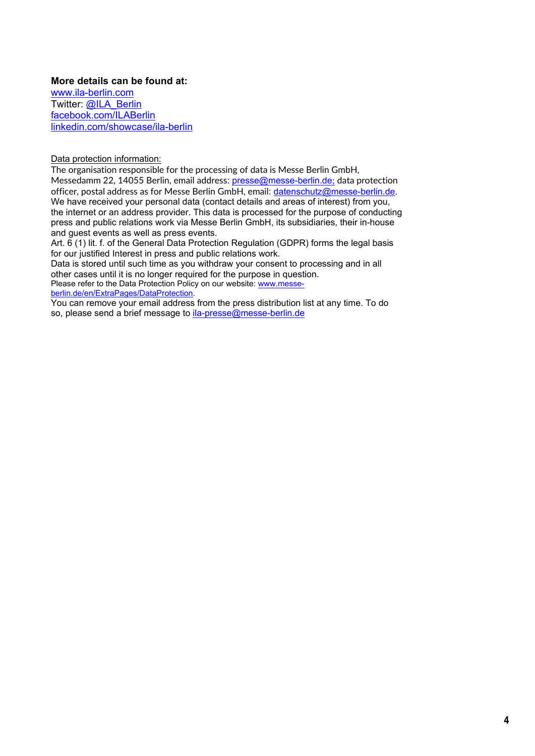**More details can be found at:**
www.ila-berlin.com
Twitter: @ILA_Berlin
facebook.com/ILABerlin
linkedin.com/showcase/ila-berlin

Data protection information:
The organisation responsible for the processing of data is Messe Berlin GmbH, Messedamm 22, 14055 Berlin, email address: presse@messe-berlin.de; data protection officer, postal address as for Messe Berlin GmbH, email: datenschutz@messe-berlin.de. We have received your personal data (contact details and areas of interest) from you, the internet or an address provider. This data is processed for the purpose of conducting press and public relations work via Messe Berlin GmbH, its subsidiaries, their in-house and guest events as well as press events.
Art. 6 (1) lit. f. of the General Data Protection Regulation (GDPR) forms the legal basis for our justified Interest in press and public relations work.
Data is stored until such time as you withdraw your consent to processing and in all other cases until it is no longer required for the purpose in question.
Please refer to the Data Protection Policy on our website: www.messe-berlin.de/en/ExtraPages/DataProtection.
You can remove your email address from the press distribution list at any time. To do so, please send a brief message to ila-presse@messe-berlin.de